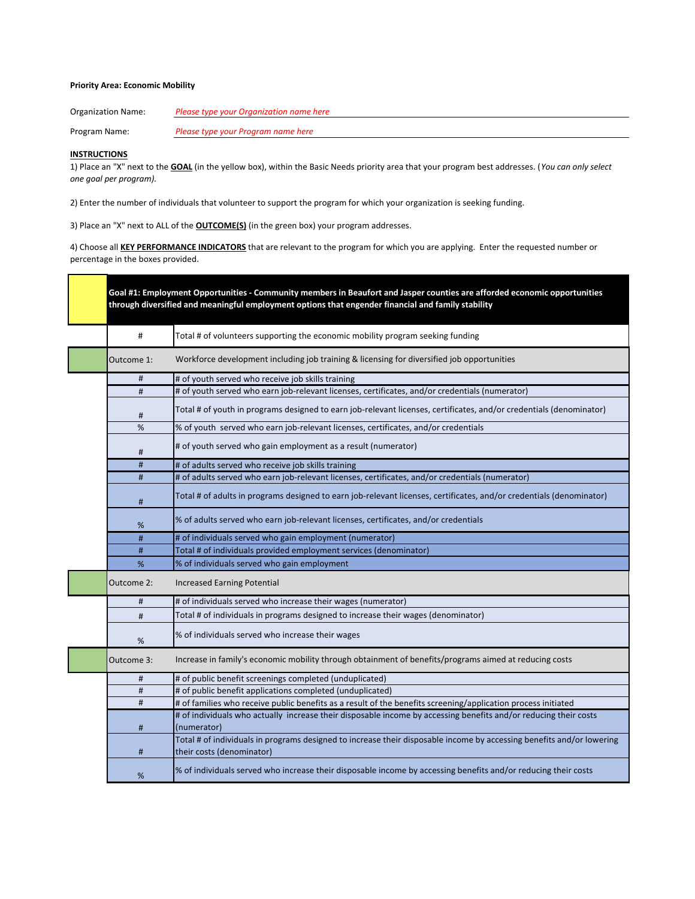**Priority Area: Economic Mobility**

Organization Name: *Please type your Organization name here*

Program Name: *Please type your Program name here*

**INSTRUCTIONS**

1) Place an "X" next to the **GOAL** (in the yellow box), within the Basic Needs priority area that your program best addresses. (*You can only select one goal per program).*

2) Enter the number of individuals that volunteer to support the program for which your organization is seeking funding.

3) Place an "X" next to ALL of the **OUTCOME(S)** (in the green box) your program addresses.

4) Choose all **KEY PERFORMANCE INDICATORS** that are relevant to the program for which you are applying. Enter the requested number or percentage in the boxes provided.

| | | |
|---|---|---|
| | **Goal #1: Employment Opportunities - Community members in Beaufort and Jasper counties are afforded economic opportunities through diversified and meaningful employment options that engender financial and family stability** | |
| | # | Total # of volunteers supporting the economic mobility program seeking funding |
| | Outcome 1: | Workforce development including job training & licensing for diversified job opportunities |
| | # | # of youth served who receive job skills training |
| | # | # of youth served who earn job-relevant licenses, certificates, and/or credentials (numerator) |
| | # | Total # of youth in programs designed to earn job-relevant licenses, certificates, and/or credentials (denominator) |
| | % | % of youth served who earn job-relevant licenses, certificates, and/or credentials |
| | # | # of youth served who gain employment as a result (numerator) |
| | # | # of adults served who receive job skills training |
| | # | # of adults served who earn job-relevant licenses, certificates, and/or credentials (numerator) |
| | # | Total # of adults in programs designed to earn job-relevant licenses, certificates, and/or credentials (denominator) |
| | % | % of adults served who earn job-relevant licenses, certificates, and/or credentials |
| | # | # of individuals served who gain employment (numerator) |
| | # | Total # of individuals provided employment services (denominator) |
| | % | % of individuals served who gain employment |
| | Outcome 2: | Increased Earning Potential |
| | # | # of individuals served who increase their wages (numerator) |
| | # | Total # of individuals in programs designed to increase their wages (denominator) |
| | % | % of individuals served who increase their wages |
| | Outcome 3: | Increase in family's economic mobility through obtainment of benefits/programs aimed at reducing costs |
| | # | # of public benefit screenings completed (unduplicated) |
| | # | # of public benefit applications completed (unduplicated) |
| | # | # of families who receive public benefits as a result of the benefits screening/application process initiated |
| | # | # of individuals who actually increase their disposable income by accessing benefits and/or reducing their costs (numerator) |
| | # | Total # of individuals in programs designed to increase their disposable income by accessing benefits and/or lowering their costs (denominator) |
| | % | % of individuals served who increase their disposable income by accessing benefits and/or reducing their costs |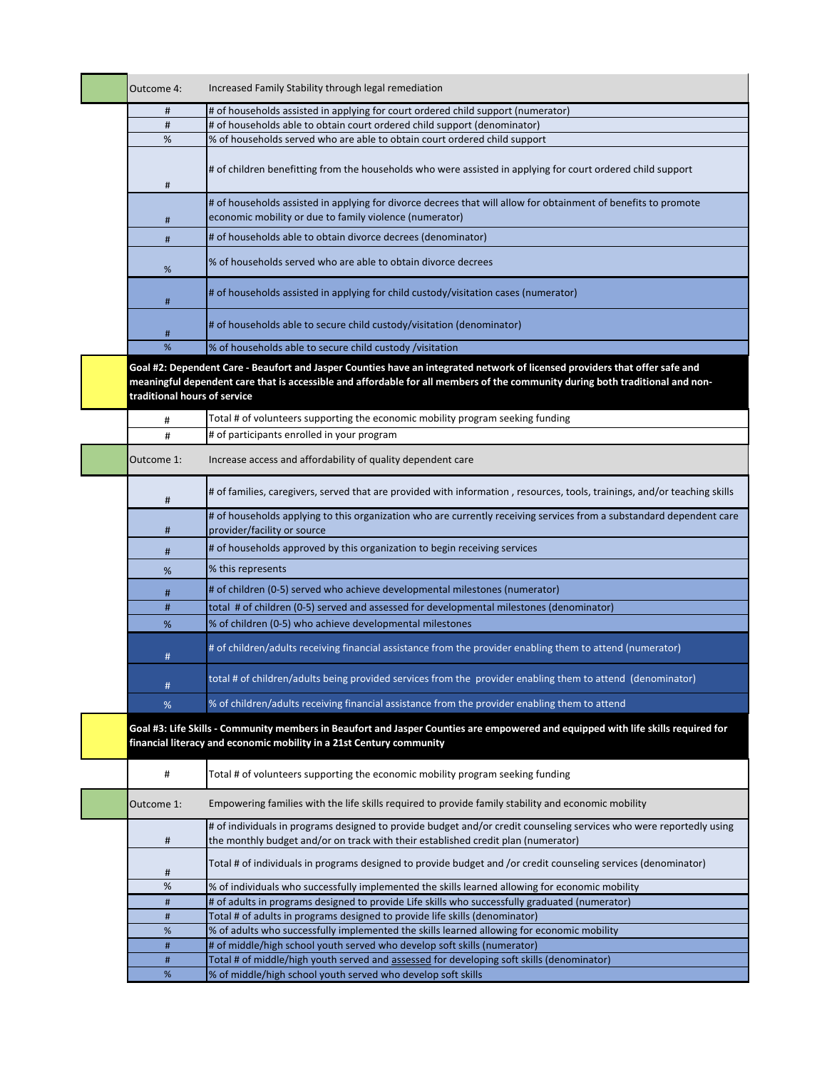| | | |
|---|---|---|
| | Outcome 4: | Increased Family Stability through legal remediation |
| | # | # of households assisted in applying for court ordered child support (numerator) |
| | # | # of households able to obtain court ordered child support (denominator) |
| | % | % of households served who are able to obtain court ordered child support |
| | # | # of children benefitting from the households who were assisted in applying for court ordered child support |
| | # | # of households assisted in applying for divorce decrees that will allow for obtainment of benefits to promote economic mobility or due to family violence (numerator) |
| | # | # of households able to obtain divorce decrees (denominator) |
| | % | % of households served who are able to obtain divorce decrees |
| | # | # of households assisted in applying for child custody/visitation cases (numerator) |
| | # | # of households able to secure child custody/visitation (denominator) |
| | % | % of households able to secure child custody /visitation |
| | **Goal #2: Dependent Care - Beaufort and Jasper Counties have an integrated network of licensed providers that offer safe and meaningful dependent care that is accessible and affordable for all members of the community during both traditional and non-traditional hours of service** | |
| | # | Total # of volunteers supporting the economic mobility program seeking funding |
| | # | # of participants enrolled in your program |
| | Outcome 1: | Increase access and affordability of quality dependent care |
| | # | # of families, caregivers, served that are provided with information , resources, tools, trainings, and/or teaching skills |
| | # | # of households applying to this organization who are currently receiving services from a substandard dependent care provider/facility or source |
| | # | # of households approved by this organization to begin receiving services |
| | % | % this represents |
| | # | # of children (0-5) served who achieve developmental milestones (numerator) |
| | # | total # of children (0-5) served and assessed for developmental milestones (denominator) |
| | % | % of children (0-5) who achieve developmental milestones |
| | # | # of children/adults receiving financial assistance from the provider enabling them to attend (numerator) |
| | # | total # of children/adults being provided services from the provider enabling them to attend (denominator) |
| | % | % of children/adults receiving financial assistance from the provider enabling them to attend |
| | **Goal #3: Life Skills - Community members in Beaufort and Jasper Counties are empowered and equipped with life skills required for financial literacy and economic mobility in a 21st Century community** | |
| | # | Total # of volunteers supporting the economic mobility program seeking funding |
| | Outcome 1: | Empowering families with the life skills required to provide family stability and economic mobility |
| | # | # of individuals in programs designed to provide budget and/or credit counseling services who were reportedly using the monthly budget and/or on track with their established credit plan (numerator) |
| | # | Total # of individuals in programs designed to provide budget and /or credit counseling services (denominator) |
| | % | % of individuals who successfully implemented the skills learned allowing for economic mobility |
| | # | # of adults in programs designed to provide Life skills who successfully graduated (numerator) |
| | # | Total # of adults in programs designed to provide life skills (denominator) |
| | % | % of adults who successfully implemented the skills learned allowing for economic mobility |
| | # | # of middle/high school youth served who develop soft skills (numerator) |
| | # | Total # of middle/high youth served and assessed for developing soft skills (denominator) |
| | % | % of middle/high school youth served who develop soft skills |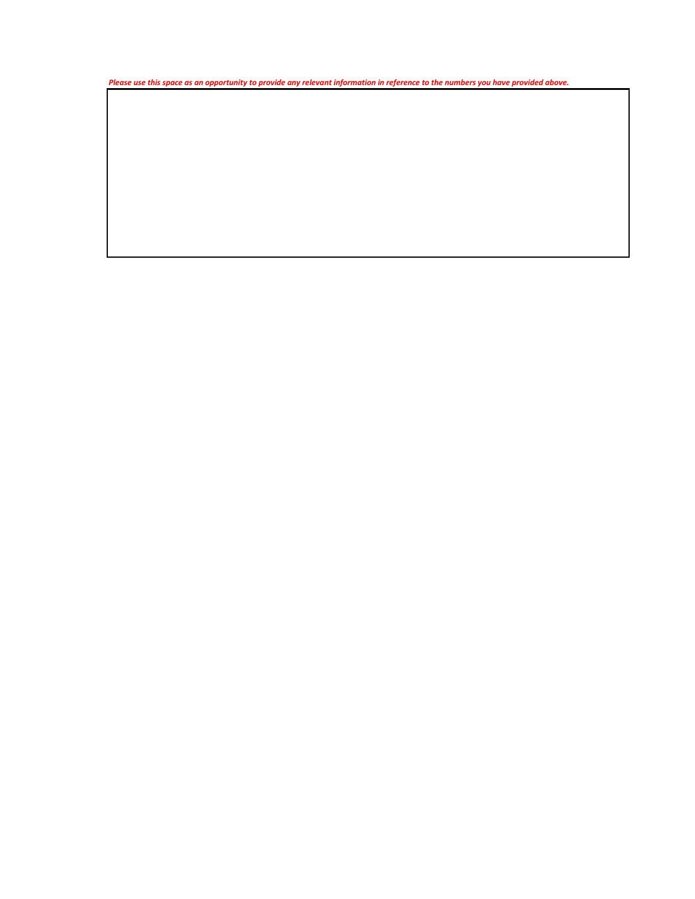***Please use this space as an opportunity to provide any relevant information in reference to the numbers you have provided above.***